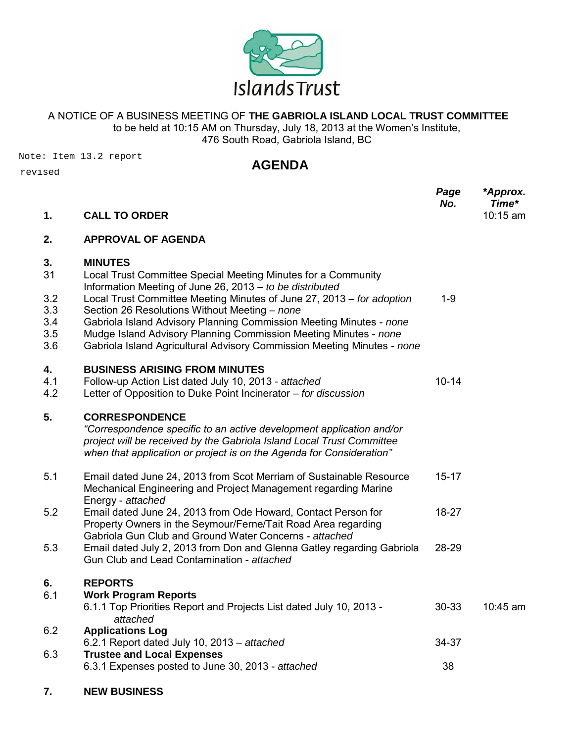Islands Trust

A NOTICE OF A BUSINESS MEETING OF **THE GABRIOLA ISLAND LOCAL TRUST COMMITTEE**
to be held at 10:15 AM on Thursday, July 18, 2013 at the Women's Institute,
476 South Road, Gabriola Island, BC

Note: Item 13.2 report revised

# AGENDA

| | | Page No. | *Approx. Time* |
|---|---|---|---|
| **1.** | **CALL TO ORDER** | | 10:15 am |
| **2.** | **APPROVAL OF AGENDA** | | |
| **3.** | **MINUTES** | | |
| 31 | Local Trust Committee Special Meeting Minutes for a Community Information Meeting of June 26, 2013 – *to be distributed* | | |
| 3.2 | Local Trust Committee Meeting Minutes of June 27, 2013 – *for adoption* | 1-9 | |
| 3.3 | Section 26 Resolutions Without Meeting – *none* | | |
| 3.4 | Gabriola Island Advisory Planning Commission Meeting Minutes - *none* | | |
| 3.5 | Mudge Island Advisory Planning Commission Meeting Minutes - *none* | | |
| 3.6 | Gabriola Island Agricultural Advisory Commission Meeting Minutes - *none* | | |
| **4.** | **BUSINESS ARISING FROM MINUTES** | | |
| 4.1 | Follow-up Action List dated July 10, 2013 - *attached* | 10-14 | |
| 4.2 | Letter of Opposition to Duke Point Incinerator – *for discussion* | | |
| **5.** | **CORRESPONDENCE** *"Correspondence specific to an active development application and/or project will be received by the Gabriola Island Local Trust Committee when that application or project is on the Agenda for Consideration"* | | |
| 5.1 | Email dated June 24, 2013 from Scot Merriam of Sustainable Resource Mechanical Engineering and Project Management regarding Marine Energy - *attached* | 15-17 | |
| 5.2 | Email dated June 24, 2013 from Ode Howard, Contact Person for Property Owners in the Seymour/Ferne/Tait Road Area regarding Gabriola Gun Club and Ground Water Concerns - *attached* | 18-27 | |
| 5.3 | Email dated July 2, 2013 from Don and Glenna Gatley regarding Gabriola Gun Club and Lead Contamination - *attached* | 28-29 | |
| **6.** | **REPORTS** | | |
| 6.1 | **Work Program Reports** | | |
| | 6.1.1 Top Priorities Report and Projects List dated July 10, 2013 - *attached* | 30-33 | 10:45 am |
| 6.2 | **Applications Log** | | |
| | 6.2.1 Report dated July 10, 2013 – *attached* | 34-37 | |
| 6.3 | **Trustee and Local Expenses** | | |
| | 6.3.1 Expenses posted to June 30, 2013 - *attached* | 38 | |
| **7.** | **NEW BUSINESS** | | |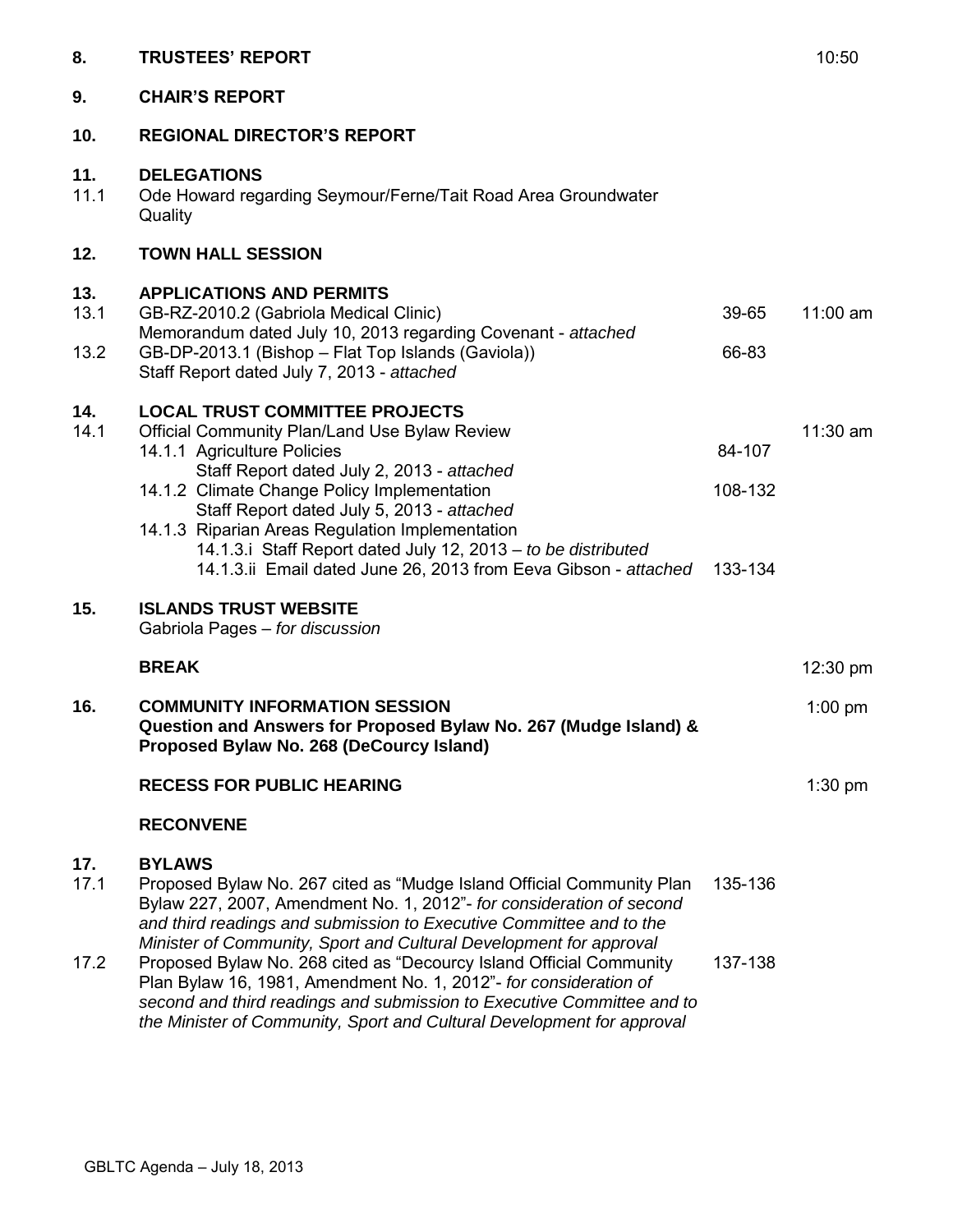**8. TRUSTEES' REPORT** 10:50

**9. CHAIR'S REPORT**

**10. REGIONAL DIRECTOR'S REPORT**

**11. DELEGATIONS**

11.1 Ode Howard regarding Seymour/Ferne/Tait Road Area Groundwater Quality

**12. TOWN HALL SESSION**

**13. APPLICATIONS AND PERMITS**

| | | Pages | Time |
|---|---|---|---|
| 13.1 | GB-RZ-2010.2 (Gabriola Medical Clinic) Memorandum dated July 10, 2013 regarding Covenant - *attached* | 39-65 | 11:00 am |
| 13.2 | GB-DP-2013.1 (Bishop – Flat Top Islands (Gaviola)) Staff Report dated July 7, 2013 - *attached* | 66-83 | |

**14. LOCAL TRUST COMMITTEE PROJECTS**

| | | Pages | Time |
|---|---|---|---|
| 14.1 | Official Community Plan/Land Use Bylaw Review | | 11:30 am |
| | 14.1.1 Agriculture Policies Staff Report dated July 2, 2013 - *attached* | 84-107 | |
| | 14.1.2 Climate Change Policy Implementation Staff Report dated July 5, 2013 - *attached* | 108-132 | |
| | 14.1.3 Riparian Areas Regulation Implementation | | |
| | 14.1.3.i Staff Report dated July 12, 2013 – *to be distributed* | | |
| | 14.1.3.ii Email dated June 26, 2013 from Eeva Gibson - *attached* | 133-134 | |

**15. ISLANDS TRUST WEBSITE**

Gabriola Pages – *for discussion*

**BREAK** 12:30 pm

**16. COMMUNITY INFORMATION SESSION** 1:00 pm

**Question and Answers for Proposed Bylaw No. 267 (Mudge Island) & Proposed Bylaw No. 268 (DeCourcy Island)**

**RECESS FOR PUBLIC HEARING** 1:30 pm

**RECONVENE**

**17. BYLAWS**

| | | Pages |
|---|---|---|
| 17.1 | Proposed Bylaw No. 267 cited as "Mudge Island Official Community Plan Bylaw 227, 2007, Amendment No. 1, 2012"- *for consideration of second and third readings and submission to Executive Committee and to the Minister of Community, Sport and Cultural Development for approval* | 135-136 |
| 17.2 | Proposed Bylaw No. 268 cited as "Decourcy Island Official Community Plan Bylaw 16, 1981, Amendment No. 1, 2012"- *for consideration of second and third readings and submission to Executive Committee and to the Minister of Community, Sport and Cultural Development for approval* | 137-138 |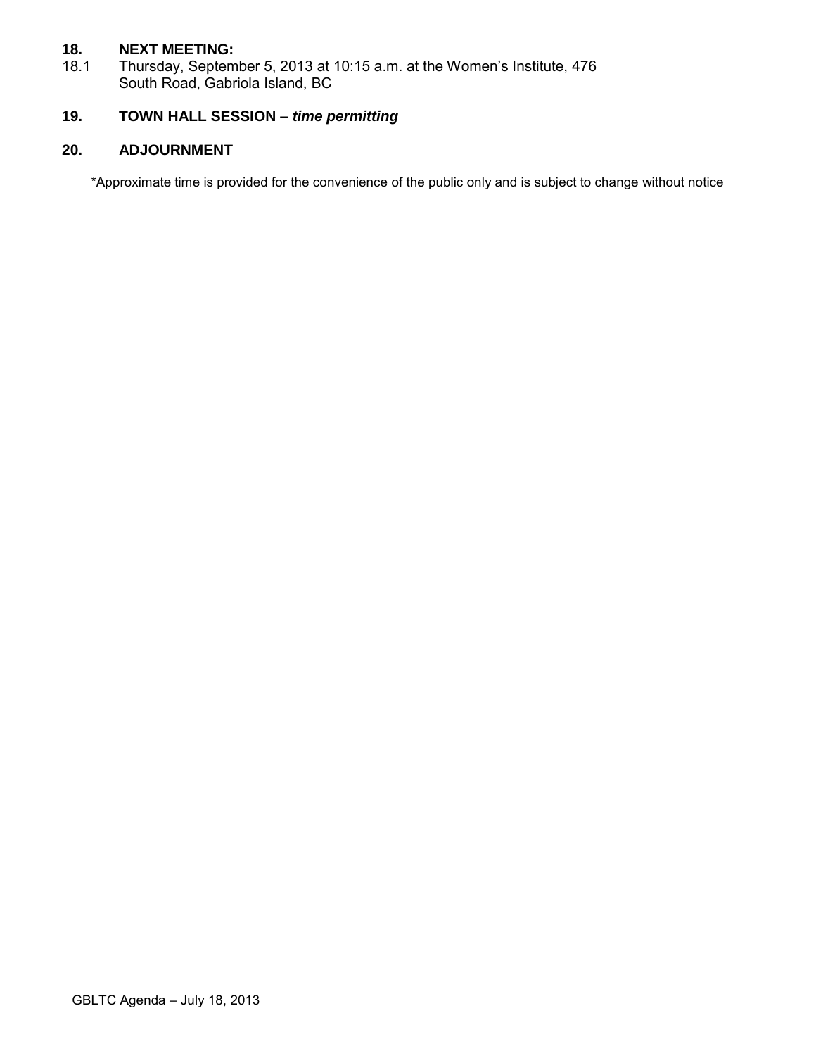## 18. NEXT MEETING:

18.1 Thursday, September 5, 2013 at 10:15 a.m. at the Women's Institute, 476 South Road, Gabriola Island, BC

## 19. TOWN HALL SESSION – *time permitting*

## 20. ADJOURNMENT

*Approximate time is provided for the convenience of the public only and is subject to change without notice